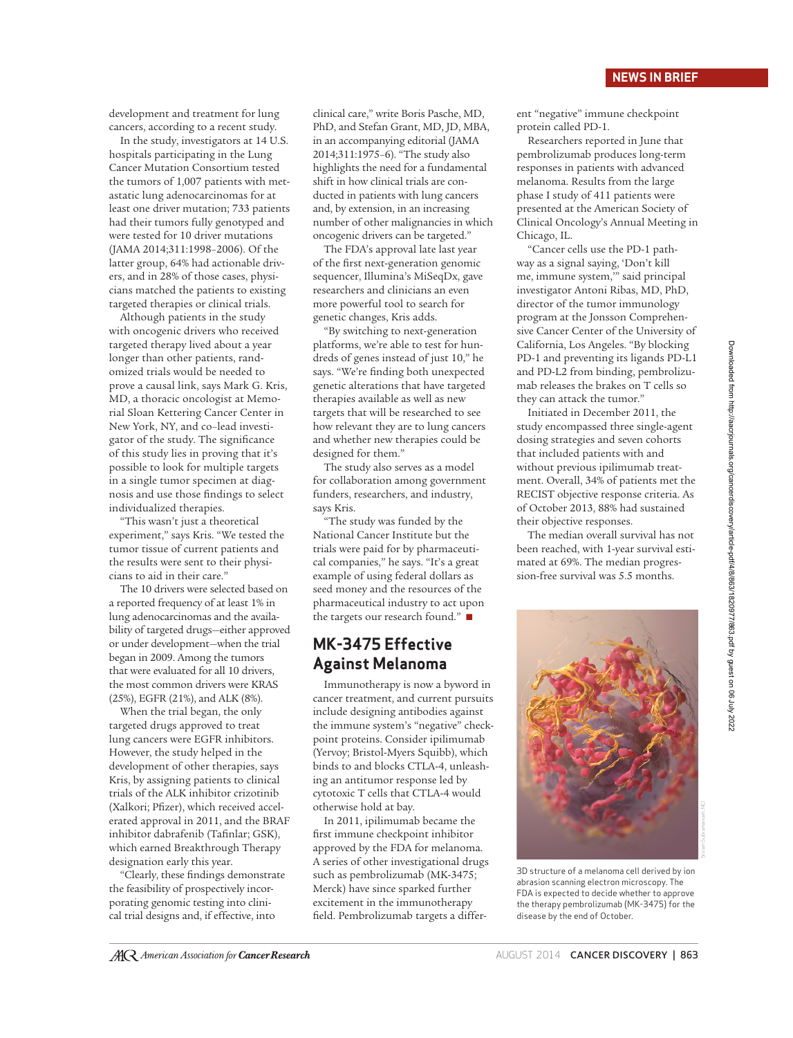development and treatment for lung cancers, according to a recent study.

In the study, investigators at 14 U.S. hospitals participating in the Lung Cancer Mutation Consortium tested the tumors of 1,007 patients with metastatic lung adenocarcinomas for at least one driver mutation; 733 patients had their tumors fully genotyped and were tested for 10 driver mutations (JAMA 2014;311:1998–2006). Of the latter group, 64% had actionable drivers, and in 28% of those cases, physicians matched the patients to existing targeted therapies or clinical trials.

Although patients in the study with oncogenic drivers who received targeted therapy lived about a year longer than other patients, randomized trials would be needed to prove a causal link, says Mark G. Kris, MD, a thoracic oncologist at Memorial Sloan Kettering Cancer Center in New York, NY, and co–lead investigator of the study. The significance of this study lies in proving that it's possible to look for multiple targets in a single tumor specimen at diagnosis and use those findings to select individualized therapies.

"This wasn't just a theoretical experiment," says Kris. "We tested the tumor tissue of current patients and the results were sent to their physicians to aid in their care."

The 10 drivers were selected based on a reported frequency of at least 1% in lung adenocarcinomas and the availability of targeted drugs—either approved or under development—when the trial began in 2009. Among the tumors that were evaluated for all 10 drivers, the most common drivers were KRAS (25%), EGFR (21%), and ALK (8%).

When the trial began, the only targeted drugs approved to treat lung cancers were EGFR inhibitors. However, the study helped in the development of other therapies, says Kris, by assigning patients to clinical trials of the ALK inhibitor crizotinib (Xalkori; Pfizer), which received accelerated approval in 2011, and the BRAF inhibitor dabrafenib (Tafinlar; GSK), which earned Breakthrough Therapy designation early this year.

"Clearly, these findings demonstrate the feasibility of prospectively incorporating genomic testing into clinical trial designs and, if effective, into clinical care," write Boris Pasche, MD, PhD, and Stefan Grant, MD, JD, MBA, in an accompanying editorial (JAMA 2014;311:1975–6). "The study also highlights the need for a fundamental shift in how clinical trials are conducted in patients with lung cancers and, by extension, in an increasing number of other malignancies in which oncogenic drivers can be targeted."

The FDA's approval late last year of the first next-generation genomic sequencer, Illumina's MiSeqDx, gave researchers and clinicians an even more powerful tool to search for genetic changes, Kris adds.

"By switching to next-generation platforms, we're able to test for hundreds of genes instead of just 10," he says. "We're finding both unexpected genetic alterations that have targeted therapies available as well as new targets that will be researched to see how relevant they are to lung cancers and whether new therapies could be designed for them."

The study also serves as a model for collaboration among government funders, researchers, and industry, says Kris.

"The study was funded by the National Cancer Institute but the trials were paid for by pharmaceutical companies," he says. "It's a great example of using federal dollars as seed money and the resources of the pharmaceutical industry to act upon the targets our research found." ■

## MK-3475 Effective Against Melanoma

Immunotherapy is now a byword in cancer treatment, and current pursuits include designing antibodies against the immune system's "negative" checkpoint proteins. Consider ipilimumab (Yervoy; Bristol-Myers Squibb), which binds to and blocks CTLA-4, unleashing an antitumor response led by cytotoxic T cells that CTLA-4 would otherwise hold at bay.

In 2011, ipilimumab became the first immune checkpoint inhibitor approved by the FDA for melanoma. A series of other investigational drugs such as pembrolizumab (MK-3475; Merck) have since sparked further excitement in the immunotherapy field. Pembrolizumab targets a different "negative" immune checkpoint protein called PD-1.

Researchers reported in June that pembrolizumab produces long-term responses in patients with advanced melanoma. Results from the large phase I study of 411 patients were presented at the American Society of Clinical Oncology's Annual Meeting in Chicago, IL.

"Cancer cells use the PD-1 pathway as a signal saying, 'Don't kill me, immune system,'" said principal investigator Antoni Ribas, MD, PhD, director of the tumor immunology program at the Jonsson Comprehensive Cancer Center of the University of California, Los Angeles. "By blocking PD-1 and preventing its ligands PD-L1 and PD-L2 from binding, pembrolizumab releases the brakes on T cells so they can attack the tumor."

Initiated in December 2011, the study encompassed three single-agent dosing strategies and seven cohorts that included patients with and without previous ipilimumab treatment. Overall, 34% of patients met the RECIST objective response criteria. As of October 2013, 88% had sustained their objective responses.

The median overall survival has not been reached, with 1-year survival estimated at 69%. The median progression-free survival was 5.5 months.

3D structure of a melanoma cell derived by ion abrasion scanning electron microscopy. The FDA is expected to decide whether to approve the therapy pembrolizumab (MK-3475) for the disease by the end of October.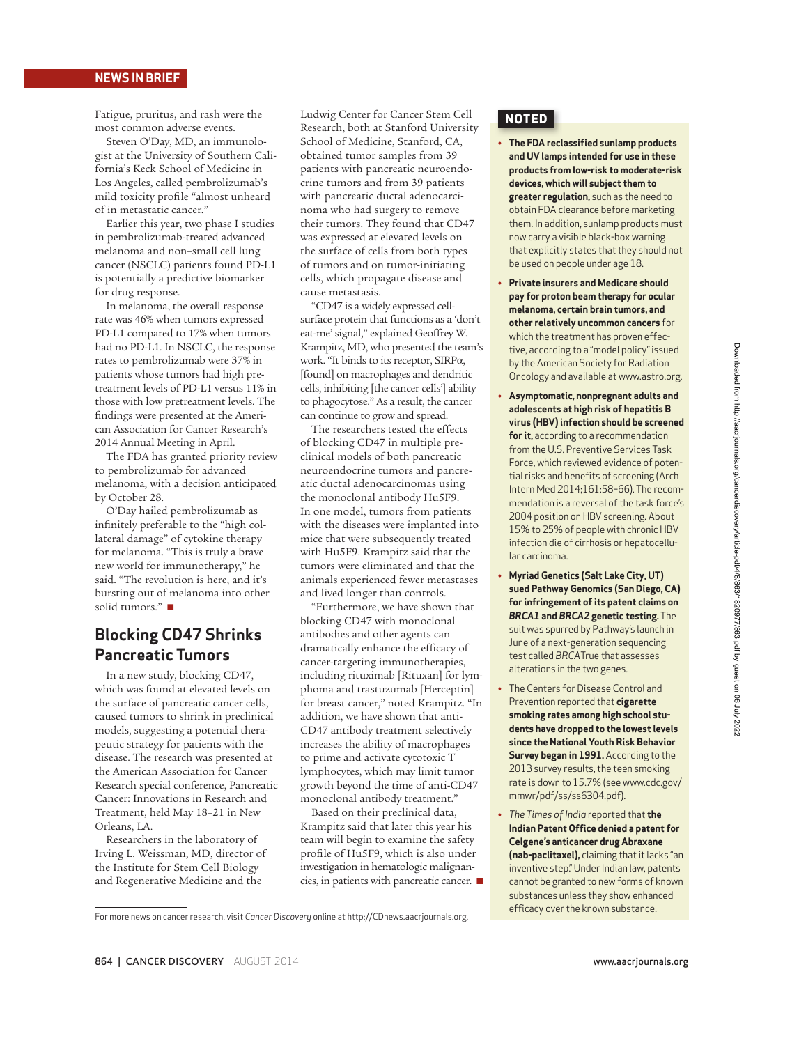Fatigue, pruritus, and rash were the most common adverse events.

Steven O'Day, MD, an immunologist at the University of Southern California's Keck School of Medicine in Los Angeles, called pembrolizumab's mild toxicity profile "almost unheard of in metastatic cancer."

Earlier this year, two phase I studies in pembrolizumab-treated advanced melanoma and non–small cell lung cancer (NSCLC) patients found PD-L1 is potentially a predictive biomarker for drug response.

In melanoma, the overall response rate was 46% when tumors expressed PD-L1 compared to 17% when tumors had no PD-L1. In NSCLC, the response rates to pembrolizumab were 37% in patients whose tumors had high pretreatment levels of PD-L1 versus 11% in those with low pretreatment levels. The findings were presented at the American Association for Cancer Research's 2014 Annual Meeting in April.

The FDA has granted priority review to pembrolizumab for advanced melanoma, with a decision anticipated by October 28.

O'Day hailed pembrolizumab as infinitely preferable to the "high collateral damage" of cytokine therapy for melanoma. "This is truly a brave new world for immunotherapy," he said. "The revolution is here, and it's bursting out of melanoma into other solid tumors." ■

## Blocking CD47 Shrinks Pancreatic Tumors

In a new study, blocking CD47, which was found at elevated levels on the surface of pancreatic cancer cells, caused tumors to shrink in preclinical models, suggesting a potential therapeutic strategy for patients with the disease. The research was presented at the American Association for Cancer Research special conference, Pancreatic Cancer: Innovations in Research and Treatment, held May 18–21 in New Orleans, LA.

Researchers in the laboratory of Irving L. Weissman, MD, director of the Institute for Stem Cell Biology and Regenerative Medicine and the Ludwig Center for Cancer Stem Cell Research, both at Stanford University School of Medicine, Stanford, CA, obtained tumor samples from 39 patients with pancreatic neuroendocrine tumors and from 39 patients with pancreatic ductal adenocarcinoma who had surgery to remove their tumors. They found that CD47 was expressed at elevated levels on the surface of cells from both types of tumors and on tumor-initiating cells, which propagate disease and cause metastasis.

"CD47 is a widely expressed cell-surface protein that functions as a 'don't eat-me' signal," explained Geoffrey W. Krampitz, MD, who presented the team's work. "It binds to its receptor, SIRPα, [found] on macrophages and dendritic cells, inhibiting [the cancer cells'] ability to phagocytose." As a result, the cancer can continue to grow and spread.

The researchers tested the effects of blocking CD47 in multiple preclinical models of both pancreatic neuroendocrine tumors and pancreatic ductal adenocarcinomas using the monoclonal antibody Hu5F9. In one model, tumors from patients with the diseases were implanted into mice that were subsequently treated with Hu5F9. Krampitz said that the tumors were eliminated and that the animals experienced fewer metastases and lived longer than controls.

"Furthermore, we have shown that blocking CD47 with monoclonal antibodies and other agents can dramatically enhance the efficacy of cancer-targeting immunotherapies, including rituximab [Rituxan] for lymphoma and trastuzumab [Herceptin] for breast cancer," noted Krampitz. "In addition, we have shown that anti-CD47 antibody treatment selectively increases the ability of macrophages to prime and activate cytotoxic T lymphocytes, which may limit tumor growth beyond the time of anti-CD47 monoclonal antibody treatment."

Based on their preclinical data, Krampitz said that later this year his team will begin to examine the safety profile of Hu5F9, which is also under investigation in hematologic malignancies, in patients with pancreatic cancer. ■

For more news on cancer research, visit *Cancer Discovery* online at http://CDnews.aacrjournals.org.

## NOTED

- **The FDA reclassified sunlamp products and UV lamps intended for use in these products from low-risk to moderate-risk devices, which will subject them to greater regulation,** such as the need to obtain FDA clearance before marketing them. In addition, sunlamp products must now carry a visible black-box warning that explicitly states that they should not be used on people under age 18.
- **Private insurers and Medicare should pay for proton beam therapy for ocular melanoma, certain brain tumors, and other relatively uncommon cancers** for which the treatment has proven effective, according to a "model policy" issued by the American Society for Radiation Oncology and available at www.astro.org.
- **Asymptomatic, nonpregnant adults and adolescents at high risk of hepatitis B virus (HBV) infection should be screened for it,** according to a recommendation from the U.S. Preventive Services Task Force, which reviewed evidence of potential risks and benefits of screening (Arch Intern Med 2014;161:58–66). The recommendation is a reversal of the task force's 2004 position on HBV screening. About 15% to 25% of people with chronic HBV infection die of cirrhosis or hepatocellular carcinoma.
- **Myriad Genetics (Salt Lake City, UT) sued Pathway Genomics (San Diego, CA) for infringement of its patent claims on *BRCA1* and *BRCA2* genetic testing.** The suit was spurred by Pathway's launch in June of a next-generation sequencing test called *BRCA*True that assesses alterations in the two genes.
- The Centers for Disease Control and Prevention reported that **cigarette smoking rates among high school students have dropped to the lowest levels since the National Youth Risk Behavior Survey began in 1991.** According to the 2013 survey results, the teen smoking rate is down to 15.7% (see www.cdc.gov/mmwr/pdf/ss/ss6304.pdf).
- *The Times of India* reported that **the Indian Patent Office denied a patent for Celgene's anticancer drug Abraxane (nab-paclitaxel),** claiming that it lacks "an inventive step." Under Indian law, patents cannot be granted to new forms of known substances unless they show enhanced efficacy over the known substance.